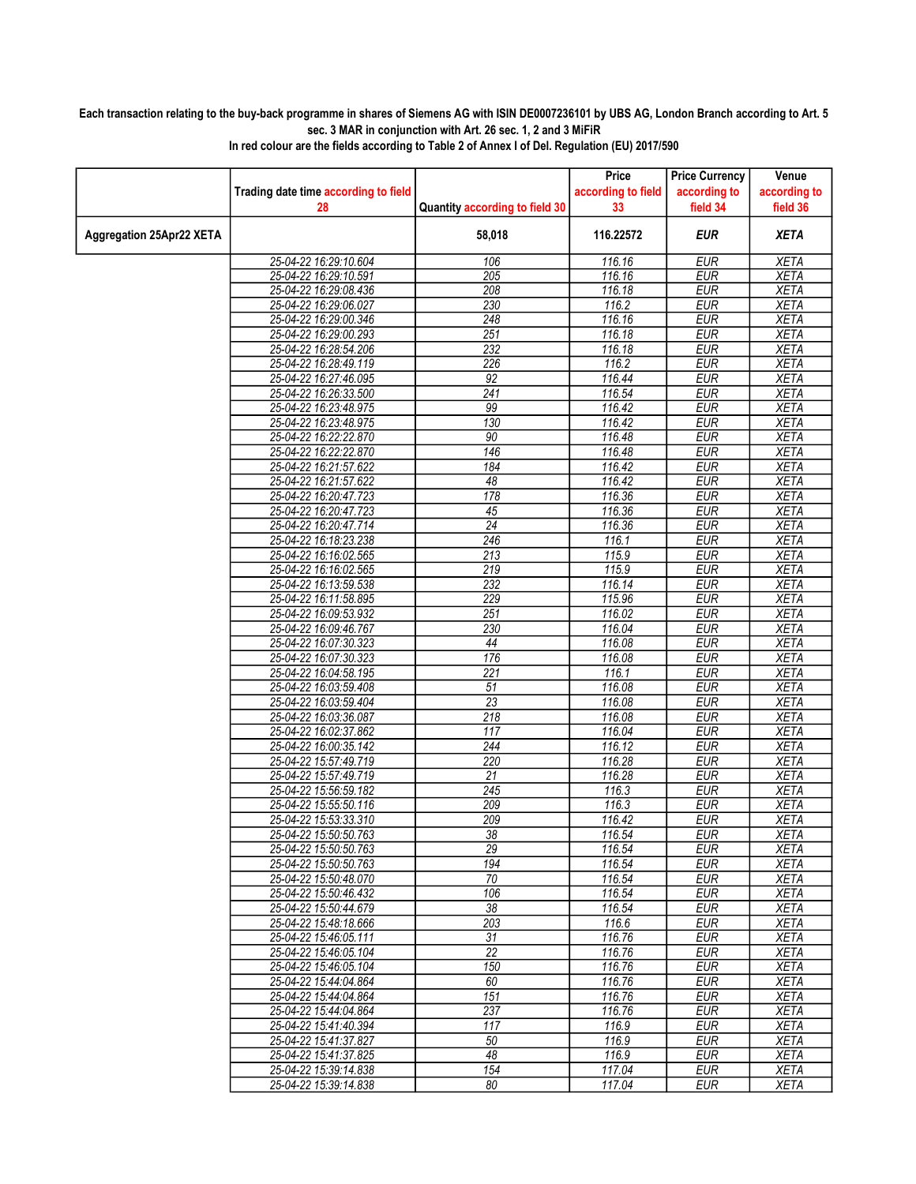**Each transaction relating to the buy-back programme in shares of Siemens AG with ISIN DE0007236101 by UBS AG, London Branch according to Art. 5 sec. 3 MAR in conjunction with Art. 26 sec. 1, 2 and 3 MiFiR**

**In red colour are the fields according to Table 2 of Annex I of Del. Regulation (EU) 2017/590**

| | Trading date time according to field 28 | Quantity according to field 30 | Price according to field 33 | Price Currency according to field 34 | Venue according to field 36 |
|---|---|---|---|---|---|
| Aggregation 25Apr22 XETA | | 58,018 | 116.22572 | EUR | XETA |
| | 25-04-22 16:29:10.604 | 106 | 116.16 | EUR | XETA |
| | 25-04-22 16:29:10.591 | 205 | 116.16 | EUR | XETA |
| | 25-04-22 16:29:08.436 | 208 | 116.18 | EUR | XETA |
| | 25-04-22 16:29:06.027 | 230 | 116.2 | EUR | XETA |
| | 25-04-22 16:29:00.346 | 248 | 116.16 | EUR | XETA |
| | 25-04-22 16:29:00.293 | 251 | 116.18 | EUR | XETA |
| | 25-04-22 16:28:54.206 | 232 | 116.18 | EUR | XETA |
| | 25-04-22 16:28:49.119 | 226 | 116.2 | EUR | XETA |
| | 25-04-22 16:27:46.095 | 92 | 116.44 | EUR | XETA |
| | 25-04-22 16:26:33.500 | 241 | 116.54 | EUR | XETA |
| | 25-04-22 16:23:48.975 | 99 | 116.42 | EUR | XETA |
| | 25-04-22 16:23:48.975 | 130 | 116.42 | EUR | XETA |
| | 25-04-22 16:22:22.870 | 90 | 116.48 | EUR | XETA |
| | 25-04-22 16:22:22.870 | 146 | 116.48 | EUR | XETA |
| | 25-04-22 16:21:57.622 | 184 | 116.42 | EUR | XETA |
| | 25-04-22 16:21:57.622 | 48 | 116.42 | EUR | XETA |
| | 25-04-22 16:20:47.723 | 178 | 116.36 | EUR | XETA |
| | 25-04-22 16:20:47.723 | 45 | 116.36 | EUR | XETA |
| | 25-04-22 16:20:47.714 | 24 | 116.36 | EUR | XETA |
| | 25-04-22 16:18:23.238 | 246 | 116.1 | EUR | XETA |
| | 25-04-22 16:16:02.565 | 213 | 115.9 | EUR | XETA |
| | 25-04-22 16:16:02.565 | 219 | 115.9 | EUR | XETA |
| | 25-04-22 16:13:59.538 | 232 | 116.14 | EUR | XETA |
| | 25-04-22 16:11:58.895 | 229 | 115.96 | EUR | XETA |
| | 25-04-22 16:09:53.932 | 251 | 116.02 | EUR | XETA |
| | 25-04-22 16:09:46.767 | 230 | 116.04 | EUR | XETA |
| | 25-04-22 16:07:30.323 | 44 | 116.08 | EUR | XETA |
| | 25-04-22 16:07:30.323 | 176 | 116.08 | EUR | XETA |
| | 25-04-22 16:04:58.195 | 221 | 116.1 | EUR | XETA |
| | 25-04-22 16:03:59.408 | 51 | 116.08 | EUR | XETA |
| | 25-04-22 16:03:59.404 | 23 | 116.08 | EUR | XETA |
| | 25-04-22 16:03:36.087 | 218 | 116.08 | EUR | XETA |
| | 25-04-22 16:02:37.862 | 117 | 116.04 | EUR | XETA |
| | 25-04-22 16:00:35.142 | 244 | 116.12 | EUR | XETA |
| | 25-04-22 15:57:49.719 | 220 | 116.28 | EUR | XETA |
| | 25-04-22 15:57:49.719 | 21 | 116.28 | EUR | XETA |
| | 25-04-22 15:56:59.182 | 245 | 116.3 | EUR | XETA |
| | 25-04-22 15:55:50.116 | 209 | 116.3 | EUR | XETA |
| | 25-04-22 15:53:33.310 | 209 | 116.42 | EUR | XETA |
| | 25-04-22 15:50:50.763 | 38 | 116.54 | EUR | XETA |
| | 25-04-22 15:50:50.763 | 29 | 116.54 | EUR | XETA |
| | 25-04-22 15:50:50.763 | 194 | 116.54 | EUR | XETA |
| | 25-04-22 15:50:48.070 | 70 | 116.54 | EUR | XETA |
| | 25-04-22 15:50:46.432 | 106 | 116.54 | EUR | XETA |
| | 25-04-22 15:50:44.679 | 38 | 116.54 | EUR | XETA |
| | 25-04-22 15:48:18.666 | 203 | 116.6 | EUR | XETA |
| | 25-04-22 15:46:05.111 | 31 | 116.76 | EUR | XETA |
| | 25-04-22 15:46:05.104 | 22 | 116.76 | EUR | XETA |
| | 25-04-22 15:46:05.104 | 150 | 116.76 | EUR | XETA |
| | 25-04-22 15:44:04.864 | 60 | 116.76 | EUR | XETA |
| | 25-04-22 15:44:04.864 | 151 | 116.76 | EUR | XETA |
| | 25-04-22 15:44:04.864 | 237 | 116.76 | EUR | XETA |
| | 25-04-22 15:41:40.394 | 117 | 116.9 | EUR | XETA |
| | 25-04-22 15:41:37.827 | 50 | 116.9 | EUR | XETA |
| | 25-04-22 15:41:37.825 | 48 | 116.9 | EUR | XETA |
| | 25-04-22 15:39:14.838 | 154 | 117.04 | EUR | XETA |
| | 25-04-22 15:39:14.838 | 80 | 117.04 | EUR | XETA |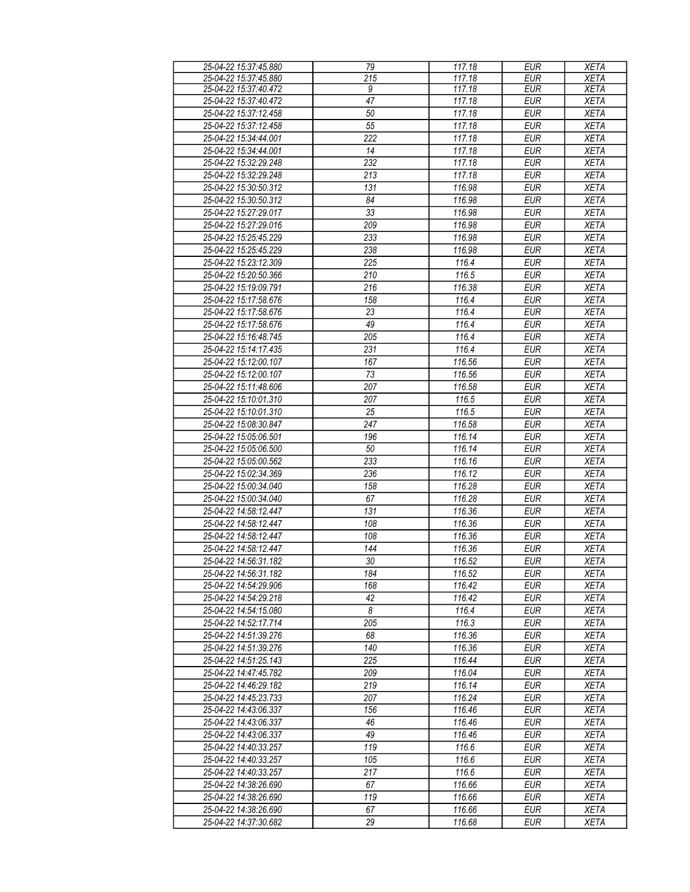| | | | | |
|---|---|---|---|---|
| 25-04-22 15:37:45.880 | 79 | 117.18 | EUR | XETA |
| 25-04-22 15:37:45.880 | 215 | 117.18 | EUR | XETA |
| 25-04-22 15:37:40.472 | 9 | 117.18 | EUR | XETA |
| 25-04-22 15:37:40.472 | 47 | 117.18 | EUR | XETA |
| 25-04-22 15:37:12.458 | 50 | 117.18 | EUR | XETA |
| 25-04-22 15:37:12.458 | 55 | 117.18 | EUR | XETA |
| 25-04-22 15:34:44.001 | 222 | 117.18 | EUR | XETA |
| 25-04-22 15:34:44.001 | 14 | 117.18 | EUR | XETA |
| 25-04-22 15:32:29.248 | 232 | 117.18 | EUR | XETA |
| 25-04-22 15:32:29.248 | 213 | 117.18 | EUR | XETA |
| 25-04-22 15:30:50.312 | 131 | 116.98 | EUR | XETA |
| 25-04-22 15:30:50.312 | 84 | 116.98 | EUR | XETA |
| 25-04-22 15:27:29.017 | 33 | 116.98 | EUR | XETA |
| 25-04-22 15:27:29.016 | 209 | 116.98 | EUR | XETA |
| 25-04-22 15:25:45.229 | 233 | 116.98 | EUR | XETA |
| 25-04-22 15:25:45.229 | 238 | 116.98 | EUR | XETA |
| 25-04-22 15:23:12.309 | 225 | 116.4 | EUR | XETA |
| 25-04-22 15:20:50.366 | 210 | 116.5 | EUR | XETA |
| 25-04-22 15:19:09.791 | 216 | 116.38 | EUR | XETA |
| 25-04-22 15:17:58.676 | 158 | 116.4 | EUR | XETA |
| 25-04-22 15:17:58.676 | 23 | 116.4 | EUR | XETA |
| 25-04-22 15:17:58.676 | 49 | 116.4 | EUR | XETA |
| 25-04-22 15:16:48.745 | 205 | 116.4 | EUR | XETA |
| 25-04-22 15:14:17.435 | 231 | 116.4 | EUR | XETA |
| 25-04-22 15:12:00.107 | 167 | 116.56 | EUR | XETA |
| 25-04-22 15:12:00.107 | 73 | 116.56 | EUR | XETA |
| 25-04-22 15:11:48.606 | 207 | 116.58 | EUR | XETA |
| 25-04-22 15:10:01.310 | 207 | 116.5 | EUR | XETA |
| 25-04-22 15:10:01.310 | 25 | 116.5 | EUR | XETA |
| 25-04-22 15:08:30.847 | 247 | 116.58 | EUR | XETA |
| 25-04-22 15:05:06.501 | 196 | 116.14 | EUR | XETA |
| 25-04-22 15:05:06.500 | 50 | 116.14 | EUR | XETA |
| 25-04-22 15:05:00.562 | 233 | 116.16 | EUR | XETA |
| 25-04-22 15:02:34.369 | 236 | 116.12 | EUR | XETA |
| 25-04-22 15:00:34.040 | 158 | 116.28 | EUR | XETA |
| 25-04-22 15:00:34.040 | 67 | 116.28 | EUR | XETA |
| 25-04-22 14:58:12.447 | 131 | 116.36 | EUR | XETA |
| 25-04-22 14:58:12.447 | 108 | 116.36 | EUR | XETA |
| 25-04-22 14:58:12.447 | 108 | 116.36 | EUR | XETA |
| 25-04-22 14:58:12.447 | 144 | 116.36 | EUR | XETA |
| 25-04-22 14:56:31.182 | 30 | 116.52 | EUR | XETA |
| 25-04-22 14:56:31.182 | 184 | 116.52 | EUR | XETA |
| 25-04-22 14:54:29.906 | 168 | 116.42 | EUR | XETA |
| 25-04-22 14:54:29.218 | 42 | 116.42 | EUR | XETA |
| 25-04-22 14:54:15.080 | 8 | 116.4 | EUR | XETA |
| 25-04-22 14:52:17.714 | 205 | 116.3 | EUR | XETA |
| 25-04-22 14:51:39.276 | 68 | 116.36 | EUR | XETA |
| 25-04-22 14:51:39.276 | 140 | 116.36 | EUR | XETA |
| 25-04-22 14:51:25.143 | 225 | 116.44 | EUR | XETA |
| 25-04-22 14:47:45.782 | 209 | 116.04 | EUR | XETA |
| 25-04-22 14:46:29.182 | 219 | 116.14 | EUR | XETA |
| 25-04-22 14:45:23.733 | 207 | 116.24 | EUR | XETA |
| 25-04-22 14:43:06.337 | 156 | 116.46 | EUR | XETA |
| 25-04-22 14:43:06.337 | 46 | 116.46 | EUR | XETA |
| 25-04-22 14:43:06.337 | 49 | 116.46 | EUR | XETA |
| 25-04-22 14:40:33.257 | 119 | 116.6 | EUR | XETA |
| 25-04-22 14:40:33.257 | 105 | 116.6 | EUR | XETA |
| 25-04-22 14:40:33.257 | 217 | 116.6 | EUR | XETA |
| 25-04-22 14:38:26.690 | 67 | 116.66 | EUR | XETA |
| 25-04-22 14:38:26.690 | 119 | 116.66 | EUR | XETA |
| 25-04-22 14:38:26.690 | 67 | 116.66 | EUR | XETA |
| 25-04-22 14:37:30.682 | 29 | 116.68 | EUR | XETA |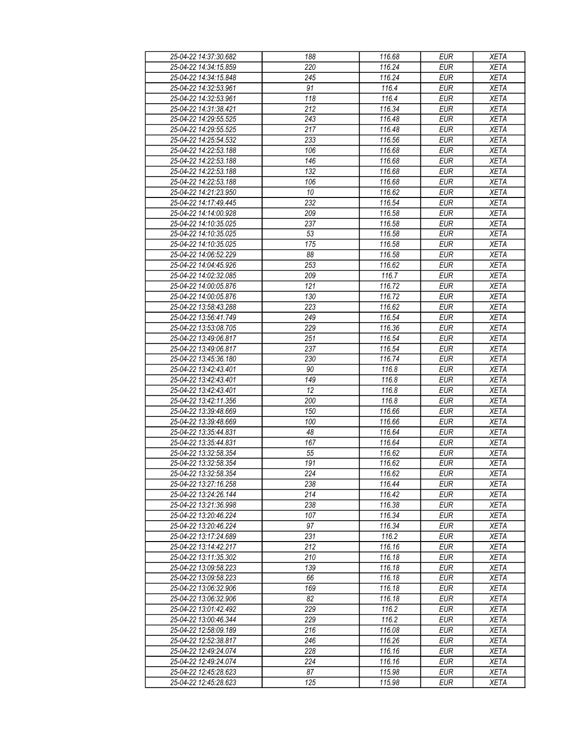| 25-04-22 14:37:30.682 | 188 | 116.68 | EUR | XETA |
|---|---|---|---|---|
| 25-04-22 14:34:15.859 | 220 | 116.24 | EUR | XETA |
| 25-04-22 14:34:15.848 | 245 | 116.24 | EUR | XETA |
| 25-04-22 14:32:53.961 | 91 | 116.4 | EUR | XETA |
| 25-04-22 14:32:53.961 | 118 | 116.4 | EUR | XETA |
| 25-04-22 14:31:38.421 | 212 | 116.34 | EUR | XETA |
| 25-04-22 14:29:55.525 | 243 | 116.48 | EUR | XETA |
| 25-04-22 14:29:55.525 | 217 | 116.48 | EUR | XETA |
| 25-04-22 14:25:54.532 | 233 | 116.56 | EUR | XETA |
| 25-04-22 14:22:53.188 | 106 | 116.68 | EUR | XETA |
| 25-04-22 14:22:53.188 | 146 | 116.68 | EUR | XETA |
| 25-04-22 14:22:53.188 | 132 | 116.68 | EUR | XETA |
| 25-04-22 14:22:53.188 | 106 | 116.68 | EUR | XETA |
| 25-04-22 14:21:23.950 | 10 | 116.62 | EUR | XETA |
| 25-04-22 14:17:49.445 | 232 | 116.54 | EUR | XETA |
| 25-04-22 14:14:00.928 | 209 | 116.58 | EUR | XETA |
| 25-04-22 14:10:35.025 | 237 | 116.58 | EUR | XETA |
| 25-04-22 14:10:35.025 | 53 | 116.58 | EUR | XETA |
| 25-04-22 14:10:35.025 | 175 | 116.58 | EUR | XETA |
| 25-04-22 14:06:52.229 | 88 | 116.58 | EUR | XETA |
| 25-04-22 14:04:45.926 | 253 | 116.62 | EUR | XETA |
| 25-04-22 14:02:32.085 | 209 | 116.7 | EUR | XETA |
| 25-04-22 14:00:05.876 | 121 | 116.72 | EUR | XETA |
| 25-04-22 14:00:05.876 | 130 | 116.72 | EUR | XETA |
| 25-04-22 13:58:43.288 | 223 | 116.62 | EUR | XETA |
| 25-04-22 13:56:41.749 | 249 | 116.54 | EUR | XETA |
| 25-04-22 13:53:08.705 | 229 | 116.36 | EUR | XETA |
| 25-04-22 13:49:06.817 | 251 | 116.54 | EUR | XETA |
| 25-04-22 13:49:06.817 | 237 | 116.54 | EUR | XETA |
| 25-04-22 13:45:36.180 | 230 | 116.74 | EUR | XETA |
| 25-04-22 13:42:43.401 | 90 | 116.8 | EUR | XETA |
| 25-04-22 13:42:43.401 | 149 | 116.8 | EUR | XETA |
| 25-04-22 13:42:43.401 | 12 | 116.8 | EUR | XETA |
| 25-04-22 13:42:11.356 | 200 | 116.8 | EUR | XETA |
| 25-04-22 13:39:48.669 | 150 | 116.66 | EUR | XETA |
| 25-04-22 13:39:48.669 | 100 | 116.66 | EUR | XETA |
| 25-04-22 13:35:44.831 | 48 | 116.64 | EUR | XETA |
| 25-04-22 13:35:44.831 | 167 | 116.64 | EUR | XETA |
| 25-04-22 13:32:58.354 | 55 | 116.62 | EUR | XETA |
| 25-04-22 13:32:58.354 | 191 | 116.62 | EUR | XETA |
| 25-04-22 13:32:58.354 | 224 | 116.62 | EUR | XETA |
| 25-04-22 13:27:16.258 | 238 | 116.44 | EUR | XETA |
| 25-04-22 13:24:26.144 | 214 | 116.42 | EUR | XETA |
| 25-04-22 13:21:36.998 | 238 | 116.38 | EUR | XETA |
| 25-04-22 13:20:46.224 | 107 | 116.34 | EUR | XETA |
| 25-04-22 13:20:46.224 | 97 | 116.34 | EUR | XETA |
| 25-04-22 13:17:24.689 | 231 | 116.2 | EUR | XETA |
| 25-04-22 13:14:42.217 | 212 | 116.16 | EUR | XETA |
| 25-04-22 13:11:35.302 | 210 | 116.18 | EUR | XETA |
| 25-04-22 13:09:58.223 | 139 | 116.18 | EUR | XETA |
| 25-04-22 13:09:58.223 | 66 | 116.18 | EUR | XETA |
| 25-04-22 13:06:32.906 | 169 | 116.18 | EUR | XETA |
| 25-04-22 13:06:32.906 | 82 | 116.18 | EUR | XETA |
| 25-04-22 13:01:42.492 | 229 | 116.2 | EUR | XETA |
| 25-04-22 13:00:46.344 | 229 | 116.2 | EUR | XETA |
| 25-04-22 12:58:09.189 | 216 | 116.08 | EUR | XETA |
| 25-04-22 12:52:38.817 | 246 | 116.26 | EUR | XETA |
| 25-04-22 12:49:24.074 | 228 | 116.16 | EUR | XETA |
| 25-04-22 12:49:24.074 | 224 | 116.16 | EUR | XETA |
| 25-04-22 12:45:28.623 | 87 | 115.98 | EUR | XETA |
| 25-04-22 12:45:28.623 | 125 | 115.98 | EUR | XETA |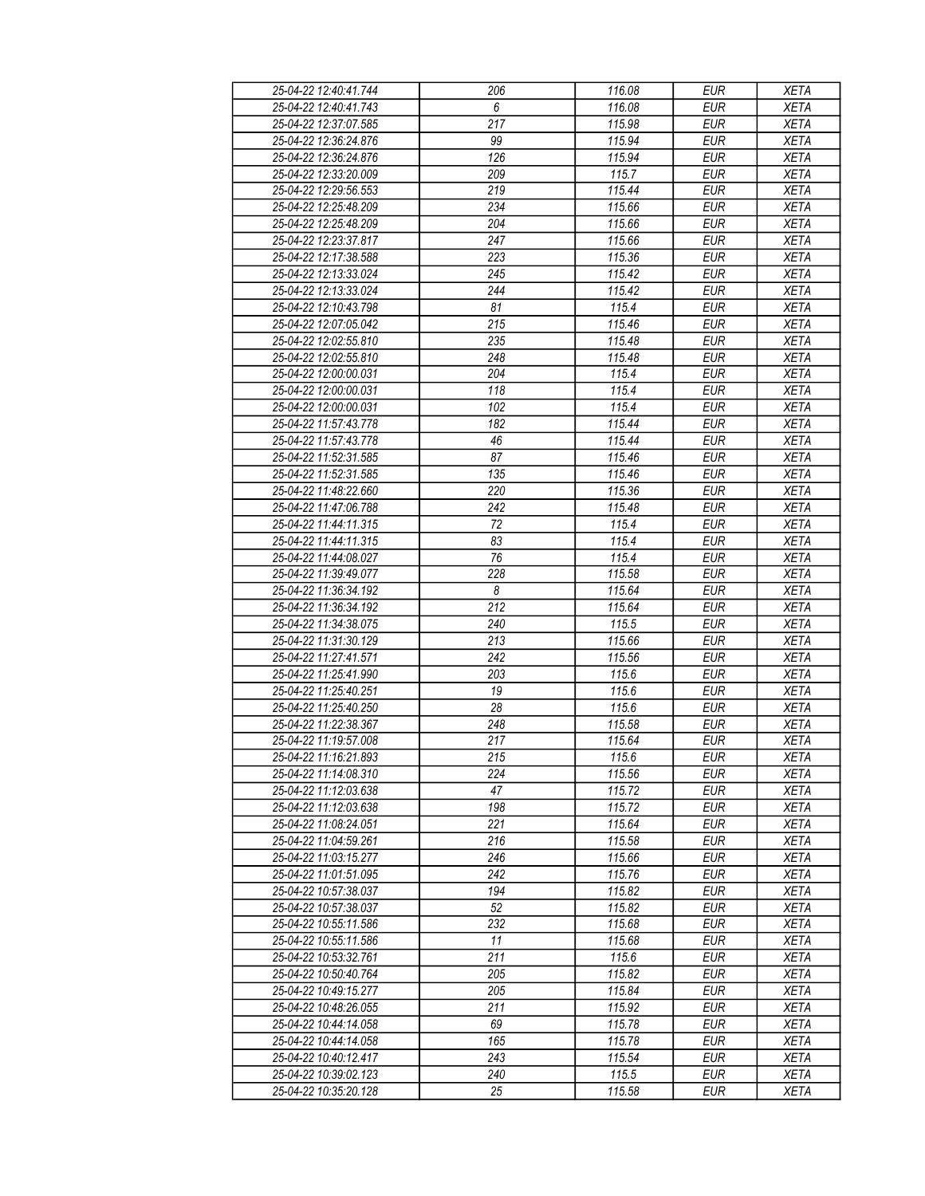| | | | | |
|---|---|---|---|---|
| 25-04-22 12:40:41.744 | 206 | 116.08 | EUR | XETA |
| 25-04-22 12:40:41.743 | 6 | 116.08 | EUR | XETA |
| 25-04-22 12:37:07.585 | 217 | 115.98 | EUR | XETA |
| 25-04-22 12:36:24.876 | 99 | 115.94 | EUR | XETA |
| 25-04-22 12:36:24.876 | 126 | 115.94 | EUR | XETA |
| 25-04-22 12:33:20.009 | 209 | 115.7 | EUR | XETA |
| 25-04-22 12:29:56.553 | 219 | 115.44 | EUR | XETA |
| 25-04-22 12:25:48.209 | 234 | 115.66 | EUR | XETA |
| 25-04-22 12:25:48.209 | 204 | 115.66 | EUR | XETA |
| 25-04-22 12:23:37.817 | 247 | 115.66 | EUR | XETA |
| 25-04-22 12:17:38.588 | 223 | 115.36 | EUR | XETA |
| 25-04-22 12:13:33.024 | 245 | 115.42 | EUR | XETA |
| 25-04-22 12:13:33.024 | 244 | 115.42 | EUR | XETA |
| 25-04-22 12:10:43.798 | 81 | 115.4 | EUR | XETA |
| 25-04-22 12:07:05.042 | 215 | 115.46 | EUR | XETA |
| 25-04-22 12:02:55.810 | 235 | 115.48 | EUR | XETA |
| 25-04-22 12:02:55.810 | 248 | 115.48 | EUR | XETA |
| 25-04-22 12:00:00.031 | 204 | 115.4 | EUR | XETA |
| 25-04-22 12:00:00.031 | 118 | 115.4 | EUR | XETA |
| 25-04-22 12:00:00.031 | 102 | 115.4 | EUR | XETA |
| 25-04-22 11:57:43.778 | 182 | 115.44 | EUR | XETA |
| 25-04-22 11:57:43.778 | 46 | 115.44 | EUR | XETA |
| 25-04-22 11:52:31.585 | 87 | 115.46 | EUR | XETA |
| 25-04-22 11:52:31.585 | 135 | 115.46 | EUR | XETA |
| 25-04-22 11:48:22.660 | 220 | 115.36 | EUR | XETA |
| 25-04-22 11:47:06.788 | 242 | 115.48 | EUR | XETA |
| 25-04-22 11:44:11.315 | 72 | 115.4 | EUR | XETA |
| 25-04-22 11:44:11.315 | 83 | 115.4 | EUR | XETA |
| 25-04-22 11:44:08.027 | 76 | 115.4 | EUR | XETA |
| 25-04-22 11:39:49.077 | 228 | 115.58 | EUR | XETA |
| 25-04-22 11:36:34.192 | 8 | 115.64 | EUR | XETA |
| 25-04-22 11:36:34.192 | 212 | 115.64 | EUR | XETA |
| 25-04-22 11:34:38.075 | 240 | 115.5 | EUR | XETA |
| 25-04-22 11:31:30.129 | 213 | 115.66 | EUR | XETA |
| 25-04-22 11:27:41.571 | 242 | 115.56 | EUR | XETA |
| 25-04-22 11:25:41.990 | 203 | 115.6 | EUR | XETA |
| 25-04-22 11:25:40.251 | 19 | 115.6 | EUR | XETA |
| 25-04-22 11:25:40.250 | 28 | 115.6 | EUR | XETA |
| 25-04-22 11:22:38.367 | 248 | 115.58 | EUR | XETA |
| 25-04-22 11:19:57.008 | 217 | 115.64 | EUR | XETA |
| 25-04-22 11:16:21.893 | 215 | 115.6 | EUR | XETA |
| 25-04-22 11:14:08.310 | 224 | 115.56 | EUR | XETA |
| 25-04-22 11:12:03.638 | 47 | 115.72 | EUR | XETA |
| 25-04-22 11:12:03.638 | 198 | 115.72 | EUR | XETA |
| 25-04-22 11:08:24.051 | 221 | 115.64 | EUR | XETA |
| 25-04-22 11:04:59.261 | 216 | 115.58 | EUR | XETA |
| 25-04-22 11:03:15.277 | 246 | 115.66 | EUR | XETA |
| 25-04-22 11:01:51.095 | 242 | 115.76 | EUR | XETA |
| 25-04-22 10:57:38.037 | 194 | 115.82 | EUR | XETA |
| 25-04-22 10:57:38.037 | 52 | 115.82 | EUR | XETA |
| 25-04-22 10:55:11.586 | 232 | 115.68 | EUR | XETA |
| 25-04-22 10:55:11.586 | 11 | 115.68 | EUR | XETA |
| 25-04-22 10:53:32.761 | 211 | 115.6 | EUR | XETA |
| 25-04-22 10:50:40.764 | 205 | 115.82 | EUR | XETA |
| 25-04-22 10:49:15.277 | 205 | 115.84 | EUR | XETA |
| 25-04-22 10:48:26.055 | 211 | 115.92 | EUR | XETA |
| 25-04-22 10:44:14.058 | 69 | 115.78 | EUR | XETA |
| 25-04-22 10:44:14.058 | 165 | 115.78 | EUR | XETA |
| 25-04-22 10:40:12.417 | 243 | 115.54 | EUR | XETA |
| 25-04-22 10:39:02.123 | 240 | 115.5 | EUR | XETA |
| 25-04-22 10:35:20.128 | 25 | 115.58 | EUR | XETA |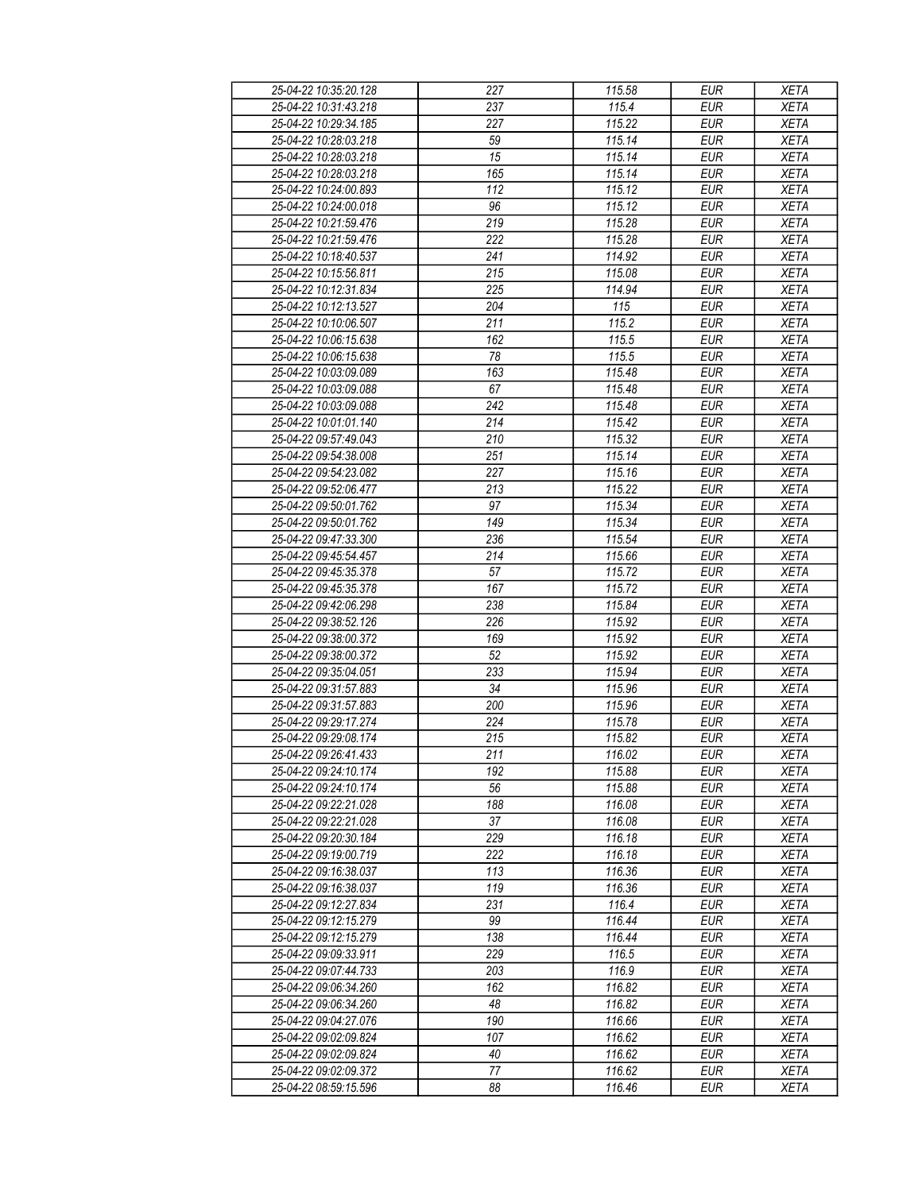| | | | | |
|---|---|---|---|---|
| 25-04-22 10:35:20.128 | 227 | 115.58 | EUR | XETA |
| 25-04-22 10:31:43.218 | 237 | 115.4 | EUR | XETA |
| 25-04-22 10:29:34.185 | 227 | 115.22 | EUR | XETA |
| 25-04-22 10:28:03.218 | 59 | 115.14 | EUR | XETA |
| 25-04-22 10:28:03.218 | 15 | 115.14 | EUR | XETA |
| 25-04-22 10:28:03.218 | 165 | 115.14 | EUR | XETA |
| 25-04-22 10:24:00.893 | 112 | 115.12 | EUR | XETA |
| 25-04-22 10:24:00.018 | 96 | 115.12 | EUR | XETA |
| 25-04-22 10:21:59.476 | 219 | 115.28 | EUR | XETA |
| 25-04-22 10:21:59.476 | 222 | 115.28 | EUR | XETA |
| 25-04-22 10:18:40.537 | 241 | 114.92 | EUR | XETA |
| 25-04-22 10:15:56.811 | 215 | 115.08 | EUR | XETA |
| 25-04-22 10:12:31.834 | 225 | 114.94 | EUR | XETA |
| 25-04-22 10:12:13.527 | 204 | 115 | EUR | XETA |
| 25-04-22 10:10:06.507 | 211 | 115.2 | EUR | XETA |
| 25-04-22 10:06:15.638 | 162 | 115.5 | EUR | XETA |
| 25-04-22 10:06:15.638 | 78 | 115.5 | EUR | XETA |
| 25-04-22 10:03:09.089 | 163 | 115.48 | EUR | XETA |
| 25-04-22 10:03:09.088 | 67 | 115.48 | EUR | XETA |
| 25-04-22 10:03:09.088 | 242 | 115.48 | EUR | XETA |
| 25-04-22 10:01:01.140 | 214 | 115.42 | EUR | XETA |
| 25-04-22 09:57:49.043 | 210 | 115.32 | EUR | XETA |
| 25-04-22 09:54:38.008 | 251 | 115.14 | EUR | XETA |
| 25-04-22 09:54:23.082 | 227 | 115.16 | EUR | XETA |
| 25-04-22 09:52:06.477 | 213 | 115.22 | EUR | XETA |
| 25-04-22 09:50:01.762 | 97 | 115.34 | EUR | XETA |
| 25-04-22 09:50:01.762 | 149 | 115.34 | EUR | XETA |
| 25-04-22 09:47:33.300 | 236 | 115.54 | EUR | XETA |
| 25-04-22 09:45:54.457 | 214 | 115.66 | EUR | XETA |
| 25-04-22 09:45:35.378 | 57 | 115.72 | EUR | XETA |
| 25-04-22 09:45:35.378 | 167 | 115.72 | EUR | XETA |
| 25-04-22 09:42:06.298 | 238 | 115.84 | EUR | XETA |
| 25-04-22 09:38:52.126 | 226 | 115.92 | EUR | XETA |
| 25-04-22 09:38:00.372 | 169 | 115.92 | EUR | XETA |
| 25-04-22 09:38:00.372 | 52 | 115.92 | EUR | XETA |
| 25-04-22 09:35:04.051 | 233 | 115.94 | EUR | XETA |
| 25-04-22 09:31:57.883 | 34 | 115.96 | EUR | XETA |
| 25-04-22 09:31:57.883 | 200 | 115.96 | EUR | XETA |
| 25-04-22 09:29:17.274 | 224 | 115.78 | EUR | XETA |
| 25-04-22 09:29:08.174 | 215 | 115.82 | EUR | XETA |
| 25-04-22 09:26:41.433 | 211 | 116.02 | EUR | XETA |
| 25-04-22 09:24:10.174 | 192 | 115.88 | EUR | XETA |
| 25-04-22 09:24:10.174 | 56 | 115.88 | EUR | XETA |
| 25-04-22 09:22:21.028 | 188 | 116.08 | EUR | XETA |
| 25-04-22 09:22:21.028 | 37 | 116.08 | EUR | XETA |
| 25-04-22 09:20:30.184 | 229 | 116.18 | EUR | XETA |
| 25-04-22 09:19:00.719 | 222 | 116.18 | EUR | XETA |
| 25-04-22 09:16:38.037 | 113 | 116.36 | EUR | XETA |
| 25-04-22 09:16:38.037 | 119 | 116.36 | EUR | XETA |
| 25-04-22 09:12:27.834 | 231 | 116.4 | EUR | XETA |
| 25-04-22 09:12:15.279 | 99 | 116.44 | EUR | XETA |
| 25-04-22 09:12:15.279 | 138 | 116.44 | EUR | XETA |
| 25-04-22 09:09:33.911 | 229 | 116.5 | EUR | XETA |
| 25-04-22 09:07:44.733 | 203 | 116.9 | EUR | XETA |
| 25-04-22 09:06:34.260 | 162 | 116.82 | EUR | XETA |
| 25-04-22 09:06:34.260 | 48 | 116.82 | EUR | XETA |
| 25-04-22 09:04:27.076 | 190 | 116.66 | EUR | XETA |
| 25-04-22 09:02:09.824 | 107 | 116.62 | EUR | XETA |
| 25-04-22 09:02:09.824 | 40 | 116.62 | EUR | XETA |
| 25-04-22 09:02:09.372 | 77 | 116.62 | EUR | XETA |
| 25-04-22 08:59:15.596 | 88 | 116.46 | EUR | XETA |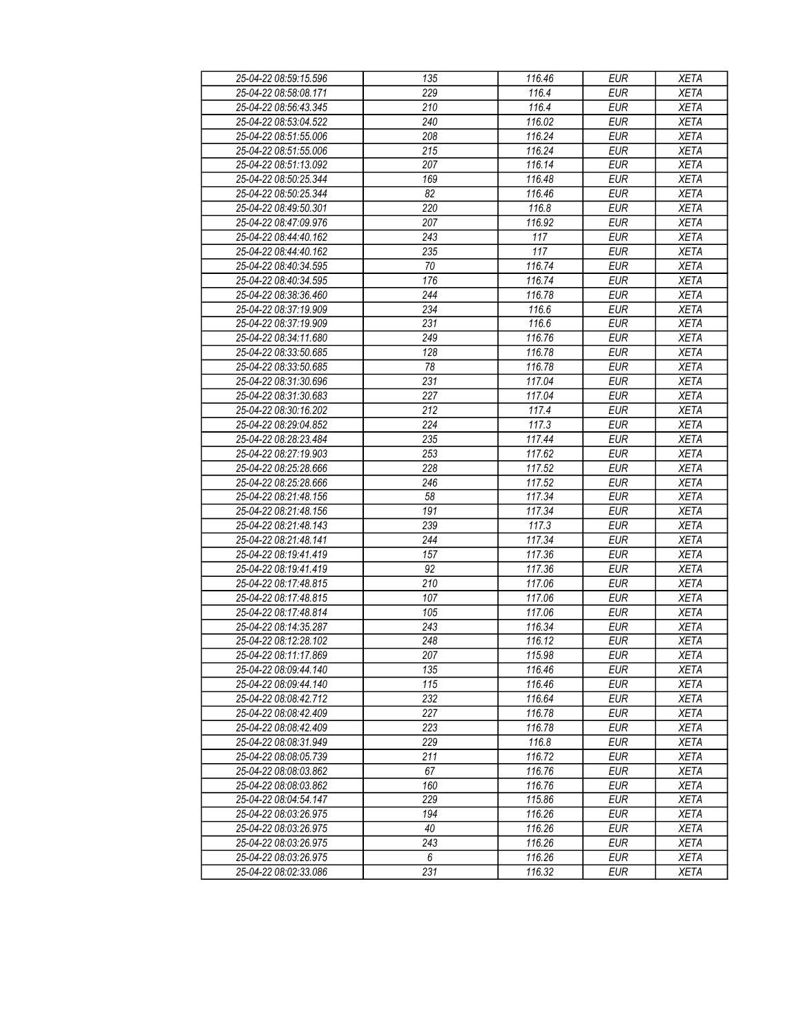| | | | | |
|---|---|---|---|---|
| 25-04-22 08:59:15.596 | 135 | 116.46 | EUR | XETA |
| 25-04-22 08:58:08.171 | 229 | 116.4 | EUR | XETA |
| 25-04-22 08:56:43.345 | 210 | 116.4 | EUR | XETA |
| 25-04-22 08:53:04.522 | 240 | 116.02 | EUR | XETA |
| 25-04-22 08:51:55.006 | 208 | 116.24 | EUR | XETA |
| 25-04-22 08:51:55.006 | 215 | 116.24 | EUR | XETA |
| 25-04-22 08:51:13.092 | 207 | 116.14 | EUR | XETA |
| 25-04-22 08:50:25.344 | 169 | 116.48 | EUR | XETA |
| 25-04-22 08:50:25.344 | 82 | 116.46 | EUR | XETA |
| 25-04-22 08:49:50.301 | 220 | 116.8 | EUR | XETA |
| 25-04-22 08:47:09.976 | 207 | 116.92 | EUR | XETA |
| 25-04-22 08:44:40.162 | 243 | 117 | EUR | XETA |
| 25-04-22 08:44:40.162 | 235 | 117 | EUR | XETA |
| 25-04-22 08:40:34.595 | 70 | 116.74 | EUR | XETA |
| 25-04-22 08:40:34.595 | 176 | 116.74 | EUR | XETA |
| 25-04-22 08:38:36.460 | 244 | 116.78 | EUR | XETA |
| 25-04-22 08:37:19.909 | 234 | 116.6 | EUR | XETA |
| 25-04-22 08:37:19.909 | 231 | 116.6 | EUR | XETA |
| 25-04-22 08:34:11.680 | 249 | 116.76 | EUR | XETA |
| 25-04-22 08:33:50.685 | 128 | 116.78 | EUR | XETA |
| 25-04-22 08:33:50.685 | 78 | 116.78 | EUR | XETA |
| 25-04-22 08:31:30.696 | 231 | 117.04 | EUR | XETA |
| 25-04-22 08:31:30.683 | 227 | 117.04 | EUR | XETA |
| 25-04-22 08:30:16.202 | 212 | 117.4 | EUR | XETA |
| 25-04-22 08:29:04.852 | 224 | 117.3 | EUR | XETA |
| 25-04-22 08:28:23.484 | 235 | 117.44 | EUR | XETA |
| 25-04-22 08:27:19.903 | 253 | 117.62 | EUR | XETA |
| 25-04-22 08:25:28.666 | 228 | 117.52 | EUR | XETA |
| 25-04-22 08:25:28.666 | 246 | 117.52 | EUR | XETA |
| 25-04-22 08:21:48.156 | 58 | 117.34 | EUR | XETA |
| 25-04-22 08:21:48.156 | 191 | 117.34 | EUR | XETA |
| 25-04-22 08:21:48.143 | 239 | 117.3 | EUR | XETA |
| 25-04-22 08:21:48.141 | 244 | 117.34 | EUR | XETA |
| 25-04-22 08:19:41.419 | 157 | 117.36 | EUR | XETA |
| 25-04-22 08:19:41.419 | 92 | 117.36 | EUR | XETA |
| 25-04-22 08:17:48.815 | 210 | 117.06 | EUR | XETA |
| 25-04-22 08:17:48.815 | 107 | 117.06 | EUR | XETA |
| 25-04-22 08:17:48.814 | 105 | 117.06 | EUR | XETA |
| 25-04-22 08:14:35.287 | 243 | 116.34 | EUR | XETA |
| 25-04-22 08:12:28.102 | 248 | 116.12 | EUR | XETA |
| 25-04-22 08:11:17.869 | 207 | 115.98 | EUR | XETA |
| 25-04-22 08:09:44.140 | 135 | 116.46 | EUR | XETA |
| 25-04-22 08:09:44.140 | 115 | 116.46 | EUR | XETA |
| 25-04-22 08:08:42.712 | 232 | 116.64 | EUR | XETA |
| 25-04-22 08:08:42.409 | 227 | 116.78 | EUR | XETA |
| 25-04-22 08:08:42.409 | 223 | 116.78 | EUR | XETA |
| 25-04-22 08:08:31.949 | 229 | 116.8 | EUR | XETA |
| 25-04-22 08:08:05.739 | 211 | 116.72 | EUR | XETA |
| 25-04-22 08:08:03.862 | 67 | 116.76 | EUR | XETA |
| 25-04-22 08:08:03.862 | 160 | 116.76 | EUR | XETA |
| 25-04-22 08:04:54.147 | 229 | 115.86 | EUR | XETA |
| 25-04-22 08:03:26.975 | 194 | 116.26 | EUR | XETA |
| 25-04-22 08:03:26.975 | 40 | 116.26 | EUR | XETA |
| 25-04-22 08:03:26.975 | 243 | 116.26 | EUR | XETA |
| 25-04-22 08:03:26.975 | 6 | 116.26 | EUR | XETA |
| 25-04-22 08:02:33.086 | 231 | 116.32 | EUR | XETA |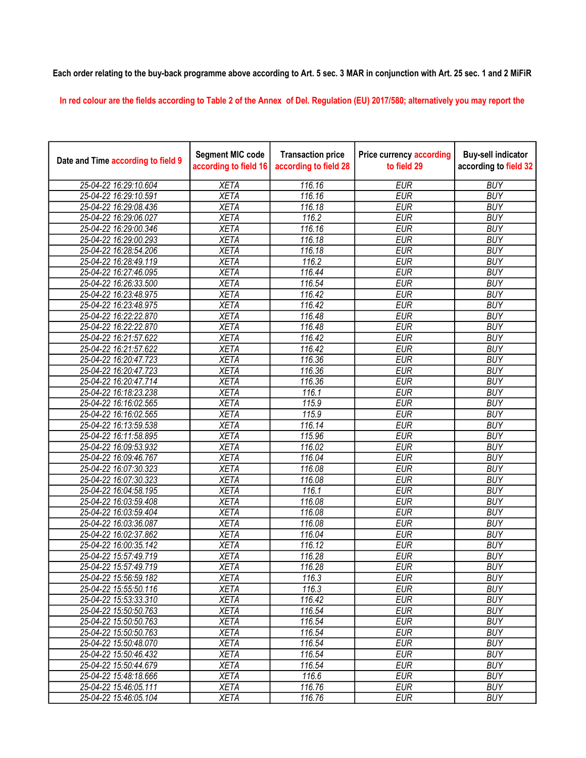Each order relating to the buy-back programme above according to Art. 5 sec. 3 MAR in conjunction with Art. 25 sec. 1 and 2 MiFiR

In red colour are the fields according to Table 2 of the Annex of Del. Regulation (EU) 2017/580; alternatively you may report the

| Date and Time according to field 9 | Segment MIC code according to field 16 | Transaction price according to field 28 | Price currency according to field 29 | Buy-sell indicator according to field 32 |
|---|---|---|---|---|
| 25-04-22 16:29:10.604 | XETA | 116.16 | EUR | BUY |
| 25-04-22 16:29:10.591 | XETA | 116.16 | EUR | BUY |
| 25-04-22 16:29:08.436 | XETA | 116.18 | EUR | BUY |
| 25-04-22 16:29:06.027 | XETA | 116.2 | EUR | BUY |
| 25-04-22 16:29:00.346 | XETA | 116.16 | EUR | BUY |
| 25-04-22 16:29:00.293 | XETA | 116.18 | EUR | BUY |
| 25-04-22 16:28:54.206 | XETA | 116.18 | EUR | BUY |
| 25-04-22 16:28:49.119 | XETA | 116.2 | EUR | BUY |
| 25-04-22 16:27:46.095 | XETA | 116.44 | EUR | BUY |
| 25-04-22 16:26:33.500 | XETA | 116.54 | EUR | BUY |
| 25-04-22 16:23:48.975 | XETA | 116.42 | EUR | BUY |
| 25-04-22 16:23:48.975 | XETA | 116.42 | EUR | BUY |
| 25-04-22 16:22:22.870 | XETA | 116.48 | EUR | BUY |
| 25-04-22 16:22:22.870 | XETA | 116.48 | EUR | BUY |
| 25-04-22 16:21:57.622 | XETA | 116.42 | EUR | BUY |
| 25-04-22 16:21:57.622 | XETA | 116.42 | EUR | BUY |
| 25-04-22 16:20:47.723 | XETA | 116.36 | EUR | BUY |
| 25-04-22 16:20:47.723 | XETA | 116.36 | EUR | BUY |
| 25-04-22 16:20:47.714 | XETA | 116.36 | EUR | BUY |
| 25-04-22 16:18:23.238 | XETA | 116.1 | EUR | BUY |
| 25-04-22 16:16:02.565 | XETA | 115.9 | EUR | BUY |
| 25-04-22 16:16:02.565 | XETA | 115.9 | EUR | BUY |
| 25-04-22 16:13:59.538 | XETA | 116.14 | EUR | BUY |
| 25-04-22 16:11:58.895 | XETA | 115.96 | EUR | BUY |
| 25-04-22 16:09:53.932 | XETA | 116.02 | EUR | BUY |
| 25-04-22 16:09:46.767 | XETA | 116.04 | EUR | BUY |
| 25-04-22 16:07:30.323 | XETA | 116.08 | EUR | BUY |
| 25-04-22 16:07:30.323 | XETA | 116.08 | EUR | BUY |
| 25-04-22 16:04:58.195 | XETA | 116.1 | EUR | BUY |
| 25-04-22 16:03:59.408 | XETA | 116.08 | EUR | BUY |
| 25-04-22 16:03:59.404 | XETA | 116.08 | EUR | BUY |
| 25-04-22 16:03:36.087 | XETA | 116.08 | EUR | BUY |
| 25-04-22 16:02:37.862 | XETA | 116.04 | EUR | BUY |
| 25-04-22 16:00:35.142 | XETA | 116.12 | EUR | BUY |
| 25-04-22 15:57:49.719 | XETA | 116.28 | EUR | BUY |
| 25-04-22 15:57:49.719 | XETA | 116.28 | EUR | BUY |
| 25-04-22 15:56:59.182 | XETA | 116.3 | EUR | BUY |
| 25-04-22 15:55:50.116 | XETA | 116.3 | EUR | BUY |
| 25-04-22 15:53:33.310 | XETA | 116.42 | EUR | BUY |
| 25-04-22 15:50:50.763 | XETA | 116.54 | EUR | BUY |
| 25-04-22 15:50:50.763 | XETA | 116.54 | EUR | BUY |
| 25-04-22 15:50:50.763 | XETA | 116.54 | EUR | BUY |
| 25-04-22 15:50:48.070 | XETA | 116.54 | EUR | BUY |
| 25-04-22 15:50:46.432 | XETA | 116.54 | EUR | BUY |
| 25-04-22 15:50:44.679 | XETA | 116.54 | EUR | BUY |
| 25-04-22 15:48:18.666 | XETA | 116.6 | EUR | BUY |
| 25-04-22 15:46:05.111 | XETA | 116.76 | EUR | BUY |
| 25-04-22 15:46:05.104 | XETA | 116.76 | EUR | BUY |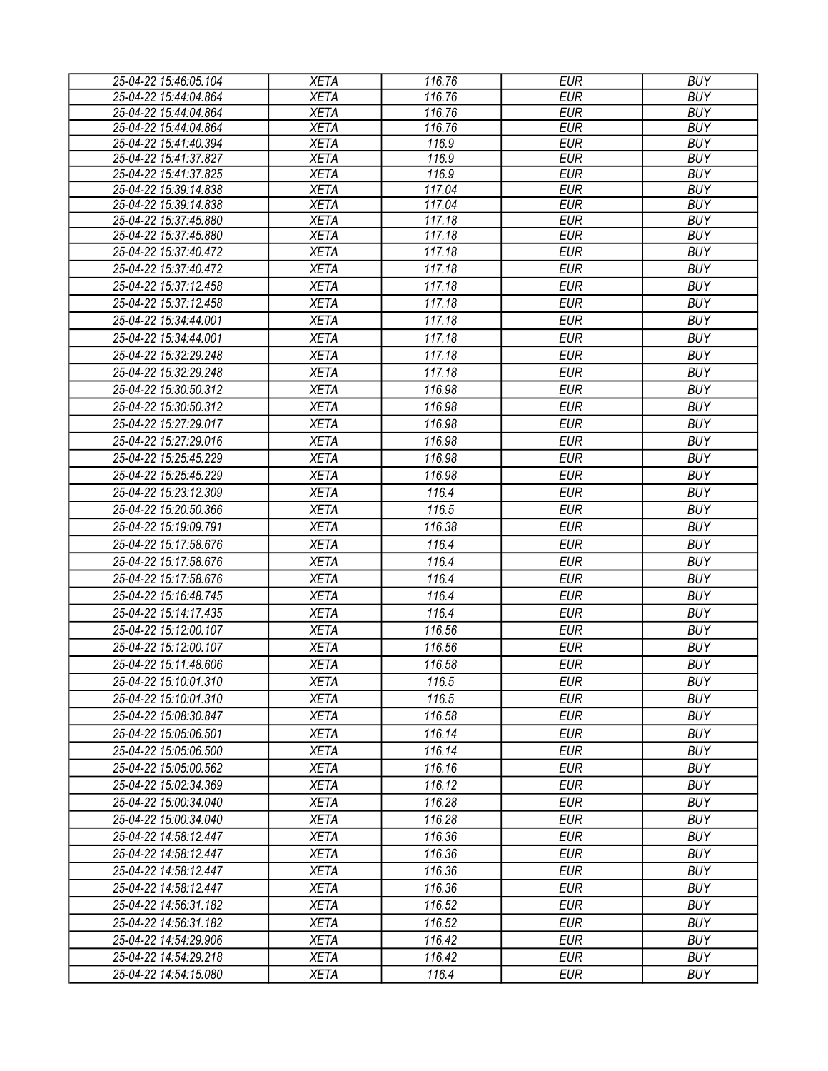| | | | | |
|---|---|---|---|---|
| 25-04-22 15:46:05.104 | XETA | 116.76 | EUR | BUY |
| 25-04-22 15:44:04.864 | XETA | 116.76 | EUR | BUY |
| 25-04-22 15:44:04.864 | XETA | 116.76 | EUR | BUY |
| 25-04-22 15:44:04.864 | XETA | 116.76 | EUR | BUY |
| 25-04-22 15:41:40.394 | XETA | 116.9 | EUR | BUY |
| 25-04-22 15:41:37.827 | XETA | 116.9 | EUR | BUY |
| 25-04-22 15:41:37.825 | XETA | 116.9 | EUR | BUY |
| 25-04-22 15:39:14.838 | XETA | 117.04 | EUR | BUY |
| 25-04-22 15:39:14.838 | XETA | 117.04 | EUR | BUY |
| 25-04-22 15:37:45.880 | XETA | 117.18 | EUR | BUY |
| 25-04-22 15:37:45.880 | XETA | 117.18 | EUR | BUY |
| 25-04-22 15:37:40.472 | XETA | 117.18 | EUR | BUY |
| 25-04-22 15:37:40.472 | XETA | 117.18 | EUR | BUY |
| 25-04-22 15:37:12.458 | XETA | 117.18 | EUR | BUY |
| 25-04-22 15:37:12.458 | XETA | 117.18 | EUR | BUY |
| 25-04-22 15:34:44.001 | XETA | 117.18 | EUR | BUY |
| 25-04-22 15:34:44.001 | XETA | 117.18 | EUR | BUY |
| 25-04-22 15:32:29.248 | XETA | 117.18 | EUR | BUY |
| 25-04-22 15:32:29.248 | XETA | 117.18 | EUR | BUY |
| 25-04-22 15:30:50.312 | XETA | 116.98 | EUR | BUY |
| 25-04-22 15:30:50.312 | XETA | 116.98 | EUR | BUY |
| 25-04-22 15:27:29.017 | XETA | 116.98 | EUR | BUY |
| 25-04-22 15:27:29.016 | XETA | 116.98 | EUR | BUY |
| 25-04-22 15:25:45.229 | XETA | 116.98 | EUR | BUY |
| 25-04-22 15:25:45.229 | XETA | 116.98 | EUR | BUY |
| 25-04-22 15:23:12.309 | XETA | 116.4 | EUR | BUY |
| 25-04-22 15:20:50.366 | XETA | 116.5 | EUR | BUY |
| 25-04-22 15:19:09.791 | XETA | 116.38 | EUR | BUY |
| 25-04-22 15:17:58.676 | XETA | 116.4 | EUR | BUY |
| 25-04-22 15:17:58.676 | XETA | 116.4 | EUR | BUY |
| 25-04-22 15:17:58.676 | XETA | 116.4 | EUR | BUY |
| 25-04-22 15:16:48.745 | XETA | 116.4 | EUR | BUY |
| 25-04-22 15:14:17.435 | XETA | 116.4 | EUR | BUY |
| 25-04-22 15:12:00.107 | XETA | 116.56 | EUR | BUY |
| 25-04-22 15:12:00.107 | XETA | 116.56 | EUR | BUY |
| 25-04-22 15:11:48.606 | XETA | 116.58 | EUR | BUY |
| 25-04-22 15:10:01.310 | XETA | 116.5 | EUR | BUY |
| 25-04-22 15:10:01.310 | XETA | 116.5 | EUR | BUY |
| 25-04-22 15:08:30.847 | XETA | 116.58 | EUR | BUY |
| 25-04-22 15:05:06.501 | XETA | 116.14 | EUR | BUY |
| 25-04-22 15:05:06.500 | XETA | 116.14 | EUR | BUY |
| 25-04-22 15:05:00.562 | XETA | 116.16 | EUR | BUY |
| 25-04-22 15:02:34.369 | XETA | 116.12 | EUR | BUY |
| 25-04-22 15:00:34.040 | XETA | 116.28 | EUR | BUY |
| 25-04-22 15:00:34.040 | XETA | 116.28 | EUR | BUY |
| 25-04-22 14:58:12.447 | XETA | 116.36 | EUR | BUY |
| 25-04-22 14:58:12.447 | XETA | 116.36 | EUR | BUY |
| 25-04-22 14:58:12.447 | XETA | 116.36 | EUR | BUY |
| 25-04-22 14:58:12.447 | XETA | 116.36 | EUR | BUY |
| 25-04-22 14:56:31.182 | XETA | 116.52 | EUR | BUY |
| 25-04-22 14:56:31.182 | XETA | 116.52 | EUR | BUY |
| 25-04-22 14:54:29.906 | XETA | 116.42 | EUR | BUY |
| 25-04-22 14:54:29.218 | XETA | 116.42 | EUR | BUY |
| 25-04-22 14:54:15.080 | XETA | 116.4 | EUR | BUY |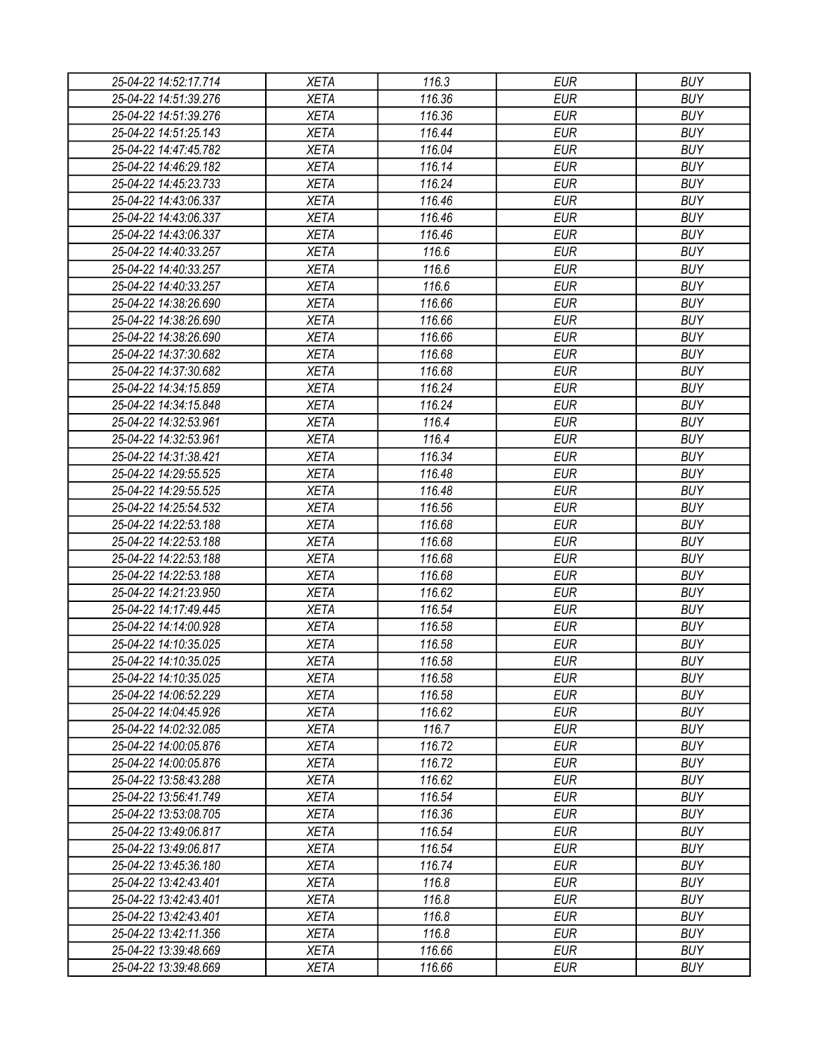| 25-04-22 14:52:17.714 | XETA | 116.3 | EUR | BUY |
|---|---|---|---|---|
| 25-04-22 14:51:39.276 | XETA | 116.36 | EUR | BUY |
| 25-04-22 14:51:39.276 | XETA | 116.36 | EUR | BUY |
| 25-04-22 14:51:25.143 | XETA | 116.44 | EUR | BUY |
| 25-04-22 14:47:45.782 | XETA | 116.04 | EUR | BUY |
| 25-04-22 14:46:29.182 | XETA | 116.14 | EUR | BUY |
| 25-04-22 14:45:23.733 | XETA | 116.24 | EUR | BUY |
| 25-04-22 14:43:06.337 | XETA | 116.46 | EUR | BUY |
| 25-04-22 14:43:06.337 | XETA | 116.46 | EUR | BUY |
| 25-04-22 14:43:06.337 | XETA | 116.46 | EUR | BUY |
| 25-04-22 14:40:33.257 | XETA | 116.6 | EUR | BUY |
| 25-04-22 14:40:33.257 | XETA | 116.6 | EUR | BUY |
| 25-04-22 14:40:33.257 | XETA | 116.6 | EUR | BUY |
| 25-04-22 14:38:26.690 | XETA | 116.66 | EUR | BUY |
| 25-04-22 14:38:26.690 | XETA | 116.66 | EUR | BUY |
| 25-04-22 14:38:26.690 | XETA | 116.66 | EUR | BUY |
| 25-04-22 14:37:30.682 | XETA | 116.68 | EUR | BUY |
| 25-04-22 14:37:30.682 | XETA | 116.68 | EUR | BUY |
| 25-04-22 14:34:15.859 | XETA | 116.24 | EUR | BUY |
| 25-04-22 14:34:15.848 | XETA | 116.24 | EUR | BUY |
| 25-04-22 14:32:53.961 | XETA | 116.4 | EUR | BUY |
| 25-04-22 14:32:53.961 | XETA | 116.4 | EUR | BUY |
| 25-04-22 14:31:38.421 | XETA | 116.34 | EUR | BUY |
| 25-04-22 14:29:55.525 | XETA | 116.48 | EUR | BUY |
| 25-04-22 14:29:55.525 | XETA | 116.48 | EUR | BUY |
| 25-04-22 14:25:54.532 | XETA | 116.56 | EUR | BUY |
| 25-04-22 14:22:53.188 | XETA | 116.68 | EUR | BUY |
| 25-04-22 14:22:53.188 | XETA | 116.68 | EUR | BUY |
| 25-04-22 14:22:53.188 | XETA | 116.68 | EUR | BUY |
| 25-04-22 14:22:53.188 | XETA | 116.68 | EUR | BUY |
| 25-04-22 14:21:23.950 | XETA | 116.62 | EUR | BUY |
| 25-04-22 14:17:49.445 | XETA | 116.54 | EUR | BUY |
| 25-04-22 14:14:00.928 | XETA | 116.58 | EUR | BUY |
| 25-04-22 14:10:35.025 | XETA | 116.58 | EUR | BUY |
| 25-04-22 14:10:35.025 | XETA | 116.58 | EUR | BUY |
| 25-04-22 14:10:35.025 | XETA | 116.58 | EUR | BUY |
| 25-04-22 14:06:52.229 | XETA | 116.58 | EUR | BUY |
| 25-04-22 14:04:45.926 | XETA | 116.62 | EUR | BUY |
| 25-04-22 14:02:32.085 | XETA | 116.7 | EUR | BUY |
| 25-04-22 14:00:05.876 | XETA | 116.72 | EUR | BUY |
| 25-04-22 14:00:05.876 | XETA | 116.72 | EUR | BUY |
| 25-04-22 13:58:43.288 | XETA | 116.62 | EUR | BUY |
| 25-04-22 13:56:41.749 | XETA | 116.54 | EUR | BUY |
| 25-04-22 13:53:08.705 | XETA | 116.36 | EUR | BUY |
| 25-04-22 13:49:06.817 | XETA | 116.54 | EUR | BUY |
| 25-04-22 13:49:06.817 | XETA | 116.54 | EUR | BUY |
| 25-04-22 13:45:36.180 | XETA | 116.74 | EUR | BUY |
| 25-04-22 13:42:43.401 | XETA | 116.8 | EUR | BUY |
| 25-04-22 13:42:43.401 | XETA | 116.8 | EUR | BUY |
| 25-04-22 13:42:43.401 | XETA | 116.8 | EUR | BUY |
| 25-04-22 13:42:11.356 | XETA | 116.8 | EUR | BUY |
| 25-04-22 13:39:48.669 | XETA | 116.66 | EUR | BUY |
| 25-04-22 13:39:48.669 | XETA | 116.66 | EUR | BUY |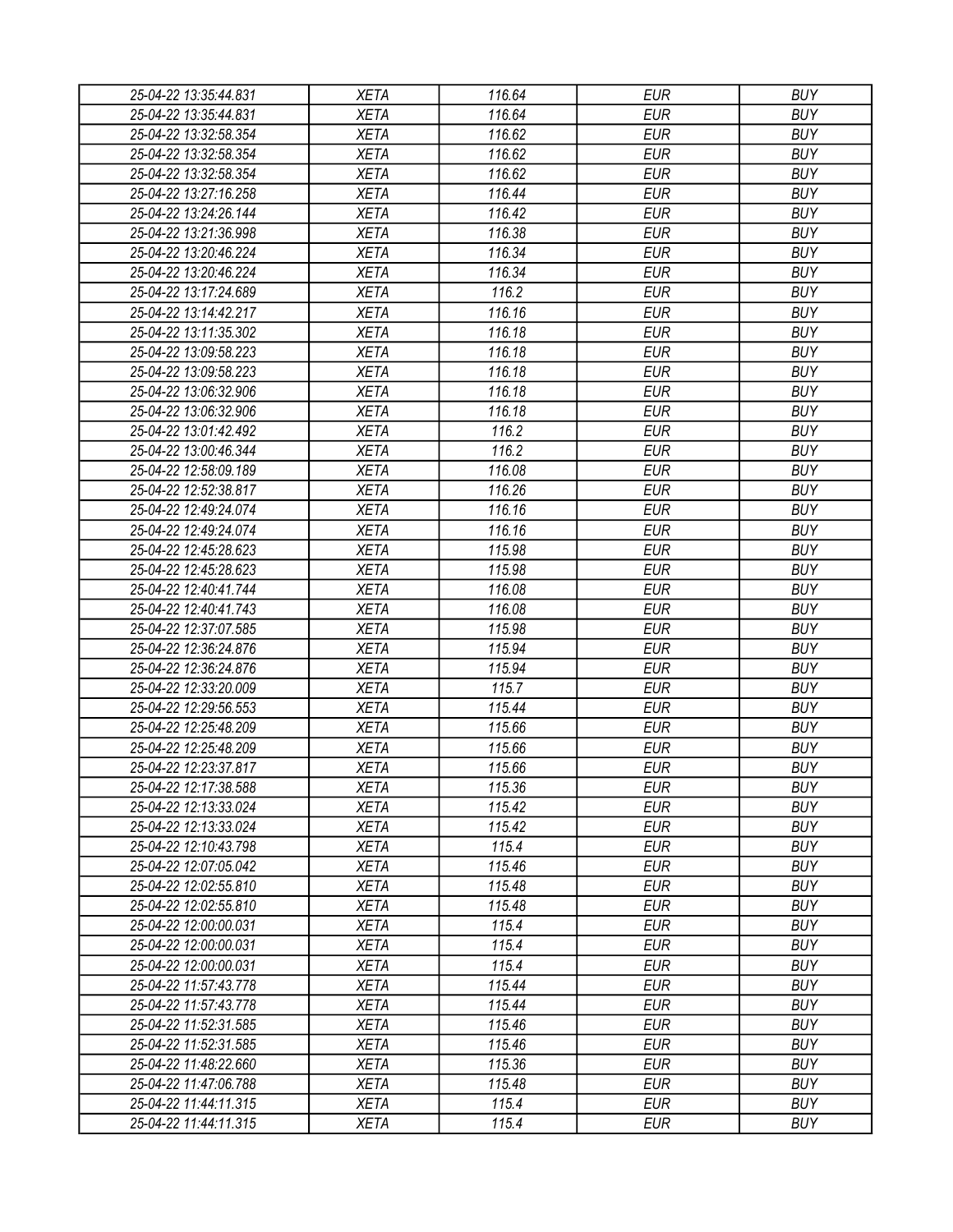| | | | | |
|---|---|---|---|---|
| *25-04-22 13:35:44.831* | *XETA* | *116.64* | *EUR* | *BUY* |
| *25-04-22 13:35:44.831* | *XETA* | *116.64* | *EUR* | *BUY* |
| *25-04-22 13:32:58.354* | *XETA* | *116.62* | *EUR* | *BUY* |
| *25-04-22 13:32:58.354* | *XETA* | *116.62* | *EUR* | *BUY* |
| *25-04-22 13:32:58.354* | *XETA* | *116.62* | *EUR* | *BUY* |
| *25-04-22 13:27:16.258* | *XETA* | *116.44* | *EUR* | *BUY* |
| *25-04-22 13:24:26.144* | *XETA* | *116.42* | *EUR* | *BUY* |
| *25-04-22 13:21:36.998* | *XETA* | *116.38* | *EUR* | *BUY* |
| *25-04-22 13:20:46.224* | *XETA* | *116.34* | *EUR* | *BUY* |
| *25-04-22 13:20:46.224* | *XETA* | *116.34* | *EUR* | *BUY* |
| *25-04-22 13:17:24.689* | *XETA* | *116.2* | *EUR* | *BUY* |
| *25-04-22 13:14:42.217* | *XETA* | *116.16* | *EUR* | *BUY* |
| *25-04-22 13:11:35.302* | *XETA* | *116.18* | *EUR* | *BUY* |
| *25-04-22 13:09:58.223* | *XETA* | *116.18* | *EUR* | *BUY* |
| *25-04-22 13:09:58.223* | *XETA* | *116.18* | *EUR* | *BUY* |
| *25-04-22 13:06:32.906* | *XETA* | *116.18* | *EUR* | *BUY* |
| *25-04-22 13:06:32.906* | *XETA* | *116.18* | *EUR* | *BUY* |
| *25-04-22 13:01:42.492* | *XETA* | *116.2* | *EUR* | *BUY* |
| *25-04-22 13:00:46.344* | *XETA* | *116.2* | *EUR* | *BUY* |
| *25-04-22 12:58:09.189* | *XETA* | *116.08* | *EUR* | *BUY* |
| *25-04-22 12:52:38.817* | *XETA* | *116.26* | *EUR* | *BUY* |
| *25-04-22 12:49:24.074* | *XETA* | *116.16* | *EUR* | *BUY* |
| *25-04-22 12:49:24.074* | *XETA* | *116.16* | *EUR* | *BUY* |
| *25-04-22 12:45:28.623* | *XETA* | *115.98* | *EUR* | *BUY* |
| *25-04-22 12:45:28.623* | *XETA* | *115.98* | *EUR* | *BUY* |
| *25-04-22 12:40:41.744* | *XETA* | *116.08* | *EUR* | *BUY* |
| *25-04-22 12:40:41.743* | *XETA* | *116.08* | *EUR* | *BUY* |
| *25-04-22 12:37:07.585* | *XETA* | *115.98* | *EUR* | *BUY* |
| *25-04-22 12:36:24.876* | *XETA* | *115.94* | *EUR* | *BUY* |
| *25-04-22 12:36:24.876* | *XETA* | *115.94* | *EUR* | *BUY* |
| *25-04-22 12:33:20.009* | *XETA* | *115.7* | *EUR* | *BUY* |
| *25-04-22 12:29:56.553* | *XETA* | *115.44* | *EUR* | *BUY* |
| *25-04-22 12:25:48.209* | *XETA* | *115.66* | *EUR* | *BUY* |
| *25-04-22 12:25:48.209* | *XETA* | *115.66* | *EUR* | *BUY* |
| *25-04-22 12:23:37.817* | *XETA* | *115.66* | *EUR* | *BUY* |
| *25-04-22 12:17:38.588* | *XETA* | *115.36* | *EUR* | *BUY* |
| *25-04-22 12:13:33.024* | *XETA* | *115.42* | *EUR* | *BUY* |
| *25-04-22 12:13:33.024* | *XETA* | *115.42* | *EUR* | *BUY* |
| *25-04-22 12:10:43.798* | *XETA* | *115.4* | *EUR* | *BUY* |
| *25-04-22 12:07:05.042* | *XETA* | *115.46* | *EUR* | *BUY* |
| *25-04-22 12:02:55.810* | *XETA* | *115.48* | *EUR* | *BUY* |
| *25-04-22 12:02:55.810* | *XETA* | *115.48* | *EUR* | *BUY* |
| *25-04-22 12:00:00.031* | *XETA* | *115.4* | *EUR* | *BUY* |
| *25-04-22 12:00:00.031* | *XETA* | *115.4* | *EUR* | *BUY* |
| *25-04-22 12:00:00.031* | *XETA* | *115.4* | *EUR* | *BUY* |
| *25-04-22 11:57:43.778* | *XETA* | *115.44* | *EUR* | *BUY* |
| *25-04-22 11:57:43.778* | *XETA* | *115.44* | *EUR* | *BUY* |
| *25-04-22 11:52:31.585* | *XETA* | *115.46* | *EUR* | *BUY* |
| *25-04-22 11:52:31.585* | *XETA* | *115.46* | *EUR* | *BUY* |
| *25-04-22 11:48:22.660* | *XETA* | *115.36* | *EUR* | *BUY* |
| *25-04-22 11:47:06.788* | *XETA* | *115.48* | *EUR* | *BUY* |
| *25-04-22 11:44:11.315* | *XETA* | *115.4* | *EUR* | *BUY* |
| *25-04-22 11:44:11.315* | *XETA* | *115.4* | *EUR* | *BUY* |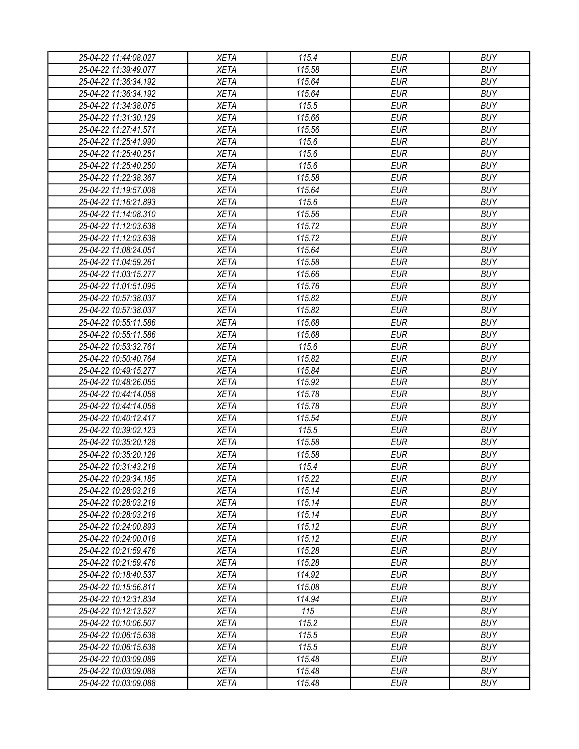| | | | | |
|---|---|---|---|---|
| *25-04-22 11:44:08.027* | *XETA* | *115.4* | *EUR* | *BUY* |
| *25-04-22 11:39:49.077* | *XETA* | *115.58* | *EUR* | *BUY* |
| *25-04-22 11:36:34.192* | *XETA* | *115.64* | *EUR* | *BUY* |
| *25-04-22 11:36:34.192* | *XETA* | *115.64* | *EUR* | *BUY* |
| *25-04-22 11:34:38.075* | *XETA* | *115.5* | *EUR* | *BUY* |
| *25-04-22 11:31:30.129* | *XETA* | *115.66* | *EUR* | *BUY* |
| *25-04-22 11:27:41.571* | *XETA* | *115.56* | *EUR* | *BUY* |
| *25-04-22 11:25:41.990* | *XETA* | *115.6* | *EUR* | *BUY* |
| *25-04-22 11:25:40.251* | *XETA* | *115.6* | *EUR* | *BUY* |
| *25-04-22 11:25:40.250* | *XETA* | *115.6* | *EUR* | *BUY* |
| *25-04-22 11:22:38.367* | *XETA* | *115.58* | *EUR* | *BUY* |
| *25-04-22 11:19:57.008* | *XETA* | *115.64* | *EUR* | *BUY* |
| *25-04-22 11:16:21.893* | *XETA* | *115.6* | *EUR* | *BUY* |
| *25-04-22 11:14:08.310* | *XETA* | *115.56* | *EUR* | *BUY* |
| *25-04-22 11:12:03.638* | *XETA* | *115.72* | *EUR* | *BUY* |
| *25-04-22 11:12:03.638* | *XETA* | *115.72* | *EUR* | *BUY* |
| *25-04-22 11:08:24.051* | *XETA* | *115.64* | *EUR* | *BUY* |
| *25-04-22 11:04:59.261* | *XETA* | *115.58* | *EUR* | *BUY* |
| *25-04-22 11:03:15.277* | *XETA* | *115.66* | *EUR* | *BUY* |
| *25-04-22 11:01:51.095* | *XETA* | *115.76* | *EUR* | *BUY* |
| *25-04-22 10:57:38.037* | *XETA* | *115.82* | *EUR* | *BUY* |
| *25-04-22 10:57:38.037* | *XETA* | *115.82* | *EUR* | *BUY* |
| *25-04-22 10:55:11.586* | *XETA* | *115.68* | *EUR* | *BUY* |
| *25-04-22 10:55:11.586* | *XETA* | *115.68* | *EUR* | *BUY* |
| *25-04-22 10:53:32.761* | *XETA* | *115.6* | *EUR* | *BUY* |
| *25-04-22 10:50:40.764* | *XETA* | *115.82* | *EUR* | *BUY* |
| *25-04-22 10:49:15.277* | *XETA* | *115.84* | *EUR* | *BUY* |
| *25-04-22 10:48:26.055* | *XETA* | *115.92* | *EUR* | *BUY* |
| *25-04-22 10:44:14.058* | *XETA* | *115.78* | *EUR* | *BUY* |
| *25-04-22 10:44:14.058* | *XETA* | *115.78* | *EUR* | *BUY* |
| *25-04-22 10:40:12.417* | *XETA* | *115.54* | *EUR* | *BUY* |
| *25-04-22 10:39:02.123* | *XETA* | *115.5* | *EUR* | *BUY* |
| *25-04-22 10:35:20.128* | *XETA* | *115.58* | *EUR* | *BUY* |
| *25-04-22 10:35:20.128* | *XETA* | *115.58* | *EUR* | *BUY* |
| *25-04-22 10:31:43.218* | *XETA* | *115.4* | *EUR* | *BUY* |
| *25-04-22 10:29:34.185* | *XETA* | *115.22* | *EUR* | *BUY* |
| *25-04-22 10:28:03.218* | *XETA* | *115.14* | *EUR* | *BUY* |
| *25-04-22 10:28:03.218* | *XETA* | *115.14* | *EUR* | *BUY* |
| *25-04-22 10:28:03.218* | *XETA* | *115.14* | *EUR* | *BUY* |
| *25-04-22 10:24:00.893* | *XETA* | *115.12* | *EUR* | *BUY* |
| *25-04-22 10:24:00.018* | *XETA* | *115.12* | *EUR* | *BUY* |
| *25-04-22 10:21:59.476* | *XETA* | *115.28* | *EUR* | *BUY* |
| *25-04-22 10:21:59.476* | *XETA* | *115.28* | *EUR* | *BUY* |
| *25-04-22 10:18:40.537* | *XETA* | *114.92* | *EUR* | *BUY* |
| *25-04-22 10:15:56.811* | *XETA* | *115.08* | *EUR* | *BUY* |
| *25-04-22 10:12:31.834* | *XETA* | *114.94* | *EUR* | *BUY* |
| *25-04-22 10:12:13.527* | *XETA* | *115* | *EUR* | *BUY* |
| *25-04-22 10:10:06.507* | *XETA* | *115.2* | *EUR* | *BUY* |
| *25-04-22 10:06:15.638* | *XETA* | *115.5* | *EUR* | *BUY* |
| *25-04-22 10:06:15.638* | *XETA* | *115.5* | *EUR* | *BUY* |
| *25-04-22 10:03:09.089* | *XETA* | *115.48* | *EUR* | *BUY* |
| *25-04-22 10:03:09.088* | *XETA* | *115.48* | *EUR* | *BUY* |
| *25-04-22 10:03:09.088* | *XETA* | *115.48* | *EUR* | *BUY* |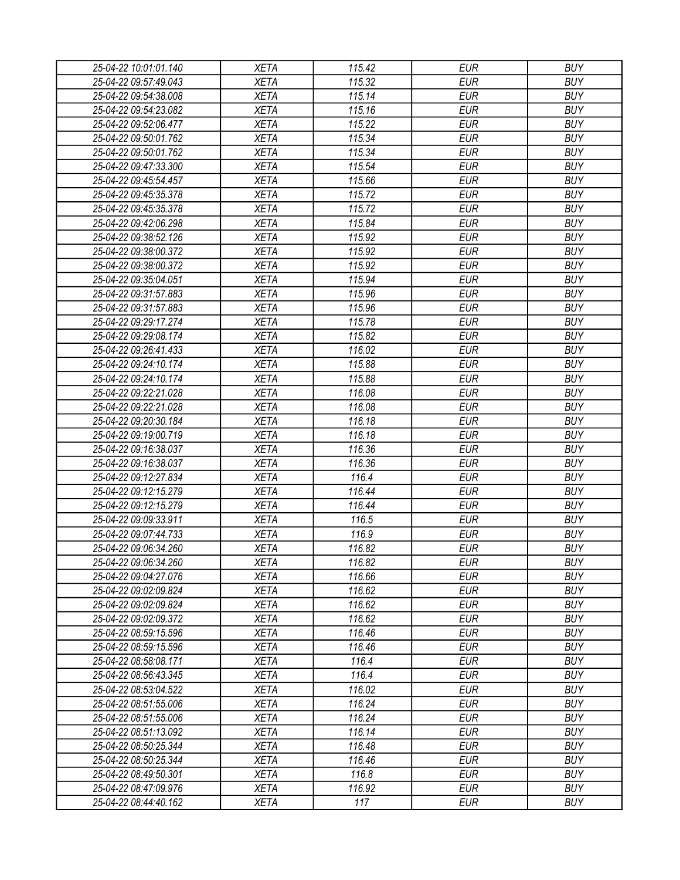| 25-04-22 10:01:01.140 | XETA | 115.42 | EUR | BUY |
|---|---|---|---|---|
| 25-04-22 09:57:49.043 | XETA | 115.32 | EUR | BUY |
| 25-04-22 09:54:38.008 | XETA | 115.14 | EUR | BUY |
| 25-04-22 09:54:23.082 | XETA | 115.16 | EUR | BUY |
| 25-04-22 09:52:06.477 | XETA | 115.22 | EUR | BUY |
| 25-04-22 09:50:01.762 | XETA | 115.34 | EUR | BUY |
| 25-04-22 09:50:01.762 | XETA | 115.34 | EUR | BUY |
| 25-04-22 09:47:33.300 | XETA | 115.54 | EUR | BUY |
| 25-04-22 09:45:54.457 | XETA | 115.66 | EUR | BUY |
| 25-04-22 09:45:35.378 | XETA | 115.72 | EUR | BUY |
| 25-04-22 09:45:35.378 | XETA | 115.72 | EUR | BUY |
| 25-04-22 09:42:06.298 | XETA | 115.84 | EUR | BUY |
| 25-04-22 09:38:52.126 | XETA | 115.92 | EUR | BUY |
| 25-04-22 09:38:00.372 | XETA | 115.92 | EUR | BUY |
| 25-04-22 09:38:00.372 | XETA | 115.92 | EUR | BUY |
| 25-04-22 09:35:04.051 | XETA | 115.94 | EUR | BUY |
| 25-04-22 09:31:57.883 | XETA | 115.96 | EUR | BUY |
| 25-04-22 09:31:57.883 | XETA | 115.96 | EUR | BUY |
| 25-04-22 09:29:17.274 | XETA | 115.78 | EUR | BUY |
| 25-04-22 09:29:08.174 | XETA | 115.82 | EUR | BUY |
| 25-04-22 09:26:41.433 | XETA | 116.02 | EUR | BUY |
| 25-04-22 09:24:10.174 | XETA | 115.88 | EUR | BUY |
| 25-04-22 09:24:10.174 | XETA | 115.88 | EUR | BUY |
| 25-04-22 09:22:21.028 | XETA | 116.08 | EUR | BUY |
| 25-04-22 09:22:21.028 | XETA | 116.08 | EUR | BUY |
| 25-04-22 09:20:30.184 | XETA | 116.18 | EUR | BUY |
| 25-04-22 09:19:00.719 | XETA | 116.18 | EUR | BUY |
| 25-04-22 09:16:38.037 | XETA | 116.36 | EUR | BUY |
| 25-04-22 09:16:38.037 | XETA | 116.36 | EUR | BUY |
| 25-04-22 09:12:27.834 | XETA | 116.4 | EUR | BUY |
| 25-04-22 09:12:15.279 | XETA | 116.44 | EUR | BUY |
| 25-04-22 09:12:15.279 | XETA | 116.44 | EUR | BUY |
| 25-04-22 09:09:33.911 | XETA | 116.5 | EUR | BUY |
| 25-04-22 09:07:44.733 | XETA | 116.9 | EUR | BUY |
| 25-04-22 09:06:34.260 | XETA | 116.82 | EUR | BUY |
| 25-04-22 09:06:34.260 | XETA | 116.82 | EUR | BUY |
| 25-04-22 09:04:27.076 | XETA | 116.66 | EUR | BUY |
| 25-04-22 09:02:09.824 | XETA | 116.62 | EUR | BUY |
| 25-04-22 09:02:09.824 | XETA | 116.62 | EUR | BUY |
| 25-04-22 09:02:09.372 | XETA | 116.62 | EUR | BUY |
| 25-04-22 08:59:15.596 | XETA | 116.46 | EUR | BUY |
| 25-04-22 08:59:15.596 | XETA | 116.46 | EUR | BUY |
| 25-04-22 08:58:08.171 | XETA | 116.4 | EUR | BUY |
| 25-04-22 08:56:43.345 | XETA | 116.4 | EUR | BUY |
| 25-04-22 08:53:04.522 | XETA | 116.02 | EUR | BUY |
| 25-04-22 08:51:55.006 | XETA | 116.24 | EUR | BUY |
| 25-04-22 08:51:55.006 | XETA | 116.24 | EUR | BUY |
| 25-04-22 08:51:13.092 | XETA | 116.14 | EUR | BUY |
| 25-04-22 08:50:25.344 | XETA | 116.48 | EUR | BUY |
| 25-04-22 08:50:25.344 | XETA | 116.46 | EUR | BUY |
| 25-04-22 08:49:50.301 | XETA | 116.8 | EUR | BUY |
| 25-04-22 08:47:09.976 | XETA | 116.92 | EUR | BUY |
| 25-04-22 08:44:40.162 | XETA | 117 | EUR | BUY |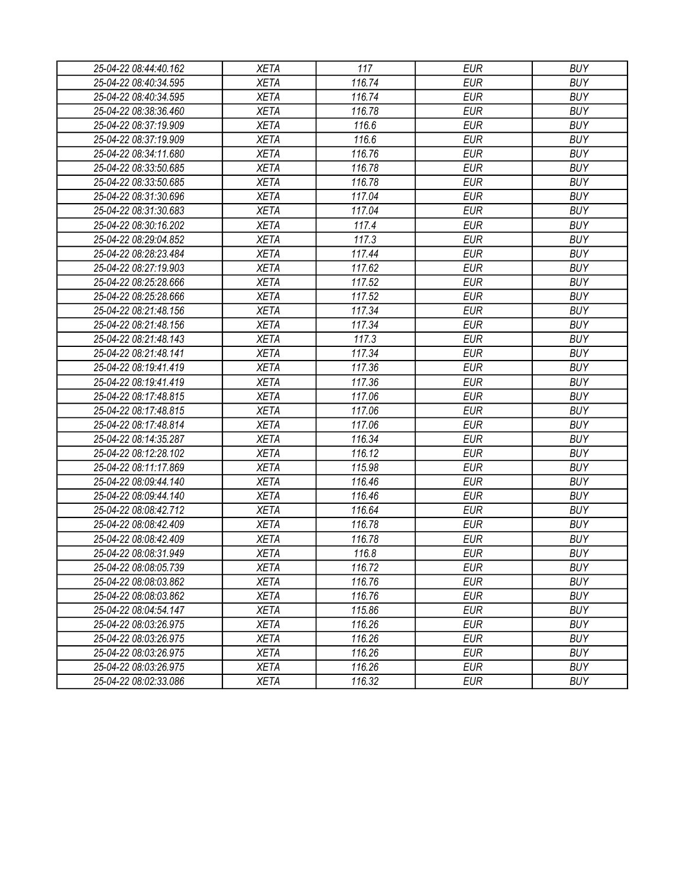| | | | | |
|---|---|---|---|---|
| *25-04-22 08:44:40.162* | *XETA* | *117* | *EUR* | *BUY* |
| *25-04-22 08:40:34.595* | *XETA* | *116.74* | *EUR* | *BUY* |
| *25-04-22 08:40:34.595* | *XETA* | *116.74* | *EUR* | *BUY* |
| *25-04-22 08:38:36.460* | *XETA* | *116.78* | *EUR* | *BUY* |
| *25-04-22 08:37:19.909* | *XETA* | *116.6* | *EUR* | *BUY* |
| *25-04-22 08:37:19.909* | *XETA* | *116.6* | *EUR* | *BUY* |
| *25-04-22 08:34:11.680* | *XETA* | *116.76* | *EUR* | *BUY* |
| *25-04-22 08:33:50.685* | *XETA* | *116.78* | *EUR* | *BUY* |
| *25-04-22 08:33:50.685* | *XETA* | *116.78* | *EUR* | *BUY* |
| *25-04-22 08:31:30.696* | *XETA* | *117.04* | *EUR* | *BUY* |
| *25-04-22 08:31:30.683* | *XETA* | *117.04* | *EUR* | *BUY* |
| *25-04-22 08:30:16.202* | *XETA* | *117.4* | *EUR* | *BUY* |
| *25-04-22 08:29:04.852* | *XETA* | *117.3* | *EUR* | *BUY* |
| *25-04-22 08:28:23.484* | *XETA* | *117.44* | *EUR* | *BUY* |
| *25-04-22 08:27:19.903* | *XETA* | *117.62* | *EUR* | *BUY* |
| *25-04-22 08:25:28.666* | *XETA* | *117.52* | *EUR* | *BUY* |
| *25-04-22 08:25:28.666* | *XETA* | *117.52* | *EUR* | *BUY* |
| *25-04-22 08:21:48.156* | *XETA* | *117.34* | *EUR* | *BUY* |
| *25-04-22 08:21:48.156* | *XETA* | *117.34* | *EUR* | *BUY* |
| *25-04-22 08:21:48.143* | *XETA* | *117.3* | *EUR* | *BUY* |
| *25-04-22 08:21:48.141* | *XETA* | *117.34* | *EUR* | *BUY* |
| *25-04-22 08:19:41.419* | *XETA* | *117.36* | *EUR* | *BUY* |
| *25-04-22 08:19:41.419* | *XETA* | *117.36* | *EUR* | *BUY* |
| *25-04-22 08:17:48.815* | *XETA* | *117.06* | *EUR* | *BUY* |
| *25-04-22 08:17:48.815* | *XETA* | *117.06* | *EUR* | *BUY* |
| *25-04-22 08:17:48.814* | *XETA* | *117.06* | *EUR* | *BUY* |
| *25-04-22 08:14:35.287* | *XETA* | *116.34* | *EUR* | *BUY* |
| *25-04-22 08:12:28.102* | *XETA* | *116.12* | *EUR* | *BUY* |
| *25-04-22 08:11:17.869* | *XETA* | *115.98* | *EUR* | *BUY* |
| *25-04-22 08:09:44.140* | *XETA* | *116.46* | *EUR* | *BUY* |
| *25-04-22 08:09:44.140* | *XETA* | *116.46* | *EUR* | *BUY* |
| *25-04-22 08:08:42.712* | *XETA* | *116.64* | *EUR* | *BUY* |
| *25-04-22 08:08:42.409* | *XETA* | *116.78* | *EUR* | *BUY* |
| *25-04-22 08:08:42.409* | *XETA* | *116.78* | *EUR* | *BUY* |
| *25-04-22 08:08:31.949* | *XETA* | *116.8* | *EUR* | *BUY* |
| *25-04-22 08:08:05.739* | *XETA* | *116.72* | *EUR* | *BUY* |
| *25-04-22 08:08:03.862* | *XETA* | *116.76* | *EUR* | *BUY* |
| *25-04-22 08:08:03.862* | *XETA* | *116.76* | *EUR* | *BUY* |
| *25-04-22 08:04:54.147* | *XETA* | *115.86* | *EUR* | *BUY* |
| *25-04-22 08:03:26.975* | *XETA* | *116.26* | *EUR* | *BUY* |
| *25-04-22 08:03:26.975* | *XETA* | *116.26* | *EUR* | *BUY* |
| *25-04-22 08:03:26.975* | *XETA* | *116.26* | *EUR* | *BUY* |
| *25-04-22 08:03:26.975* | *XETA* | *116.26* | *EUR* | *BUY* |
| *25-04-22 08:02:33.086* | *XETA* | *116.32* | *EUR* | *BUY* |